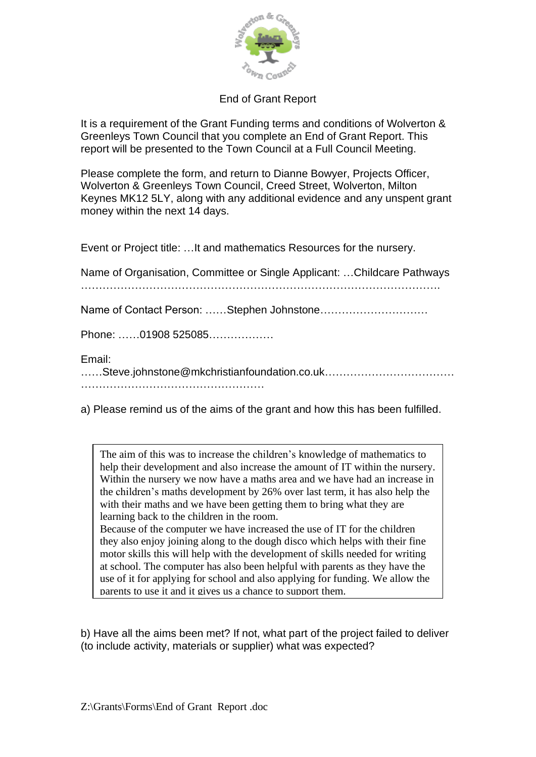# End of Grant Report

It is a requirement of the Grant Funding terms and conditions of Wolverton & Greenleys Town Council that you complete an End of Grant Report. This report will be presented to the Town Council at a Full Council Meeting.

Please complete the form, and return to Dianne Bowyer, Projects Officer, Wolverton & Greenleys Town Council, Creed Street, Wolverton, Milton Keynes MK12 5LY, along with any additional evidence and any unspent grant money within the next 14 days.

Event or Project title: …It and mathematics Resources for the nursery.

Name of Organisation, Committee or Single Applicant: …Childcare Pathways ……………………………………………………………………………………….

Name of Contact Person: ……Stephen Johnstone…………………………

Phone: ……01908 525085………………

Email: ……Steve.johnstone@mkchristianfoundation.co.uk………………………………………………………………………………

a) Please remind us of the aims of the grant and how this has been fulfilled.

> The aim of this was to increase the children's knowledge of mathematics to help their development and also increase the amount of IT within the nursery. Within the nursery we now have a maths area and we have had an increase in the children's maths development by 26% over last term, it has also help the with their maths and we have been getting them to bring what they are learning back to the children in the room.
> Because of the computer we have increased the use of IT for the children they also enjoy joining along to the dough disco which helps with their fine motor skills this will help with the development of skills needed for writing at school. The computer has also been helpful with parents as they have the use of it for applying for school and also applying for funding. We allow the parents to use it and it gives us a chance to support them.

b) Have all the aims been met? If not, what part of the project failed to deliver (to include activity, materials or supplier) what was expected?

Z:\Grants\Forms\End of Grant Report .doc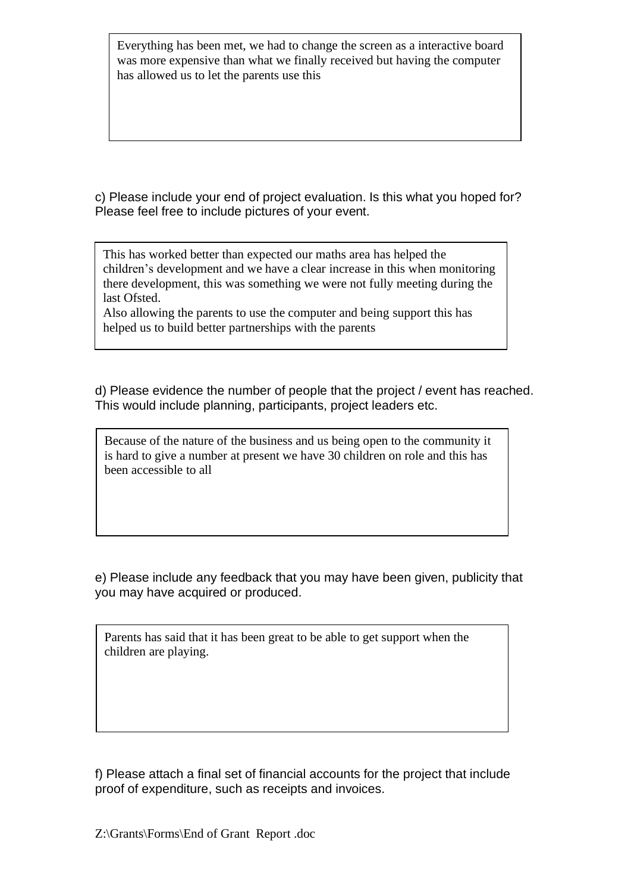Everything has been met, we had to change the screen as a interactive board was more expensive than what we finally received but having the computer has allowed us to let the parents use this

c) Please include your end of project evaluation. Is this what you hoped for? Please feel free to include pictures of your event.

This has worked better than expected our maths area has helped the children's development and we have a clear increase in this when monitoring there development, this was something we were not fully meeting during the last Ofsted.
Also allowing the parents to use the computer and being support this has helped us to build better partnerships with the parents

d) Please evidence the number of people that the project / event has reached. This would include planning, participants, project leaders etc.

Because of the nature of the business and us being open to the community it is hard to give a number at present we have 30 children on role and this has been accessible to all

e) Please include any feedback that you may have been given, publicity that you may have acquired or produced.

Parents has said that it has been great to be able to get support when the children are playing.

f) Please attach a final set of financial accounts for the project that include proof of expenditure, such as receipts and invoices.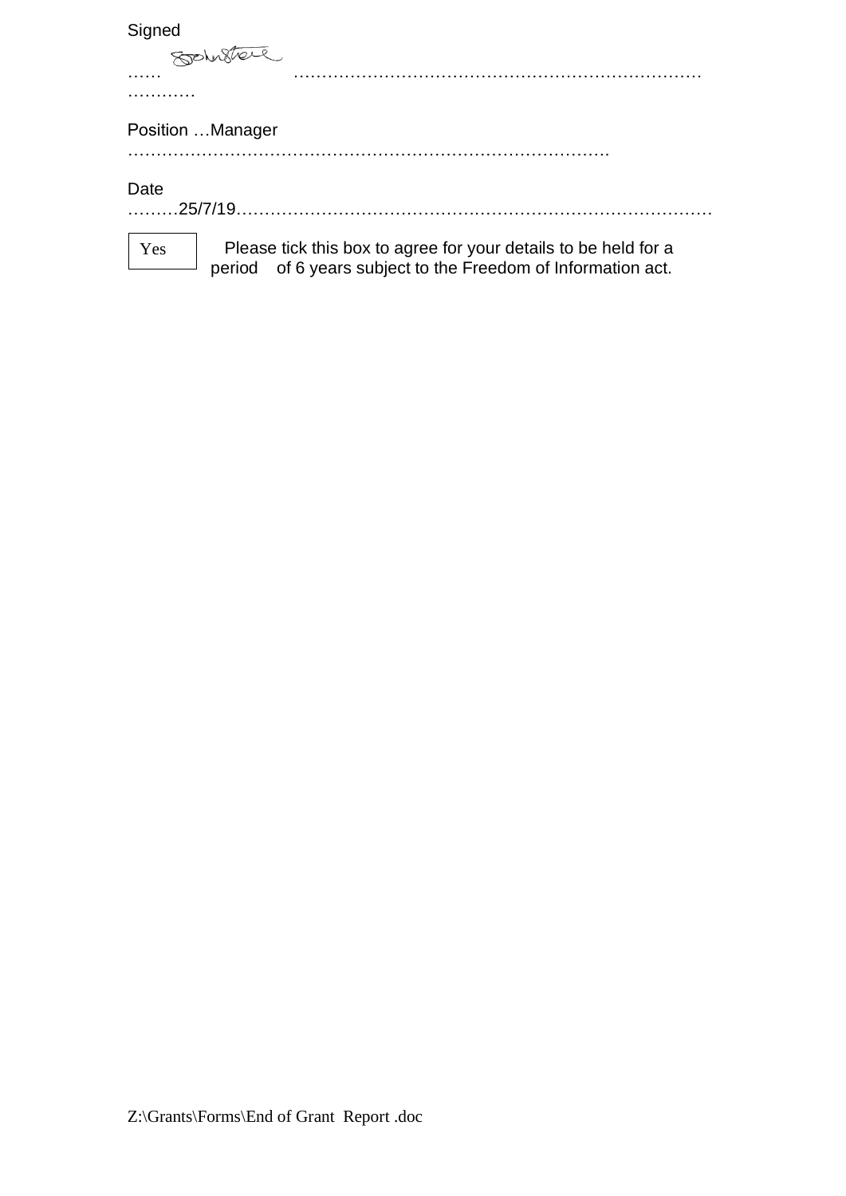Signed

…… ………………………………………………………………… …………

Position …Manager …………………………………………………………………………

Date ………25/7/19…………………………………………………………………………

Yes — Please tick this box to agree for your details to be held for a period of 6 years subject to the Freedom of Information act.

Z:\Grants\Forms\End of Grant Report .doc